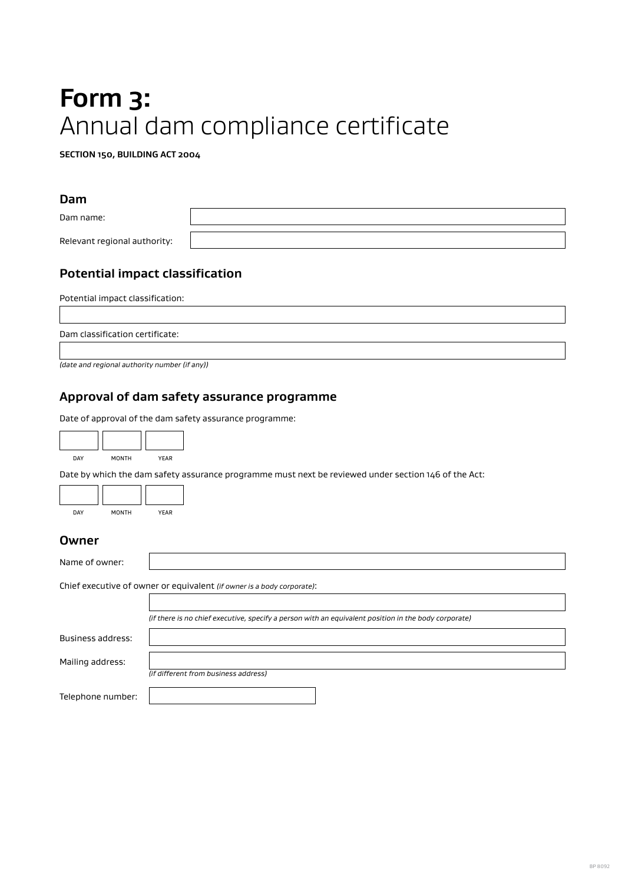# **Form 3:**
# Annual dam compliance certificate

**SECTION 150, BUILDING ACT 2004**

## Dam

Dam name:

Relevant regional authority:

## Potential impact classification

Potential impact classification:

Dam classification certificate:

*(date and regional authority number (if any))*

## Approval of dam safety assurance programme

Date of approval of the dam safety assurance programme:

| DAY | MONTH | YEAR |
| --- | --- | --- |
| | | |

Date by which the dam safety assurance programme must next be reviewed under section 146 of the Act:

| DAY | MONTH | YEAR |
| --- | --- | --- |
| | | |

## Owner

Name of owner:

Chief executive of owner or equivalent *(if owner is a body corporate)*:

*(if there is no chief executive, specify a person with an equivalent position in the body corporate)*

Business address:

Mailing address:

*(if different from business address)*

Telephone number: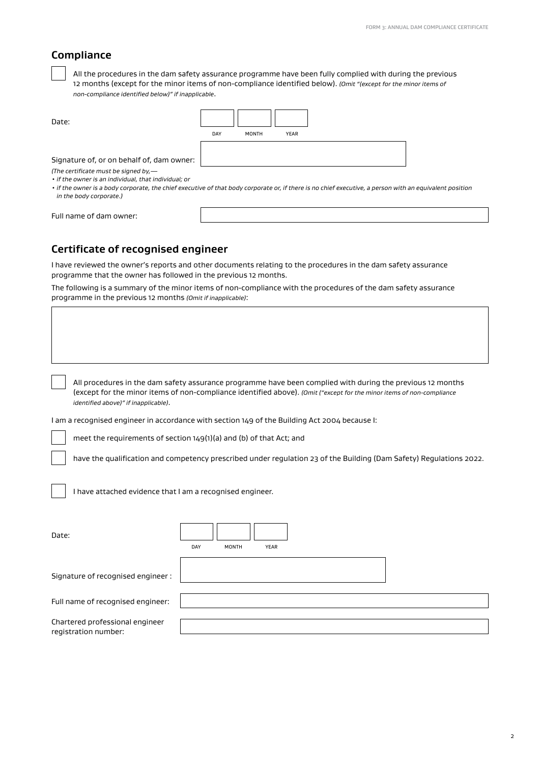## Compliance

☐ All the procedures in the dam safety assurance programme have been fully complied with during the previous 12 months (except for the minor items of non-compliance identified below). *(Omit "(except for the minor items of non-compliance identified below)" if inapplicable*.

Date: ____ DAY ____ MONTH ____ YEAR

Signature of, or on behalf of, dam owner: ____________________

*(The certificate must be signed by,—*
- *if the owner is an individual, that individual; or*
- *if the owner is a body corporate, the chief executive of that body corporate or, if there is no chief executive, a person with an equivalent position in the body corporate.)*

Full name of dam owner: ____________________

## Certificate of recognised engineer

I have reviewed the owner's reports and other documents relating to the procedures in the dam safety assurance programme that the owner has followed in the previous 12 months.

The following is a summary of the minor items of non-compliance with the procedures of the dam safety assurance programme in the previous 12 months *(Omit if inapplicable)*:

____________________

☐ All procedures in the dam safety assurance programme have been complied with during the previous 12 months (except for the minor items of non-compliance identified above). *(Omit ("except for the minor items of non-compliance identified above)" if inapplicable)*.

I am a recognised engineer in accordance with section 149 of the Building Act 2004 because I:

☐ meet the requirements of section 149(1)(a) and (b) of that Act; and

☐ have the qualification and competency prescribed under regulation 23 of the Building (Dam Safety) Regulations 2022.

☐ I have attached evidence that I am a recognised engineer.

Date: ____ DAY ____ MONTH ____ YEAR

Signature of recognised engineer : ____________________

Full name of recognised engineer: ____________________

Chartered professional engineer registration number: ____________________